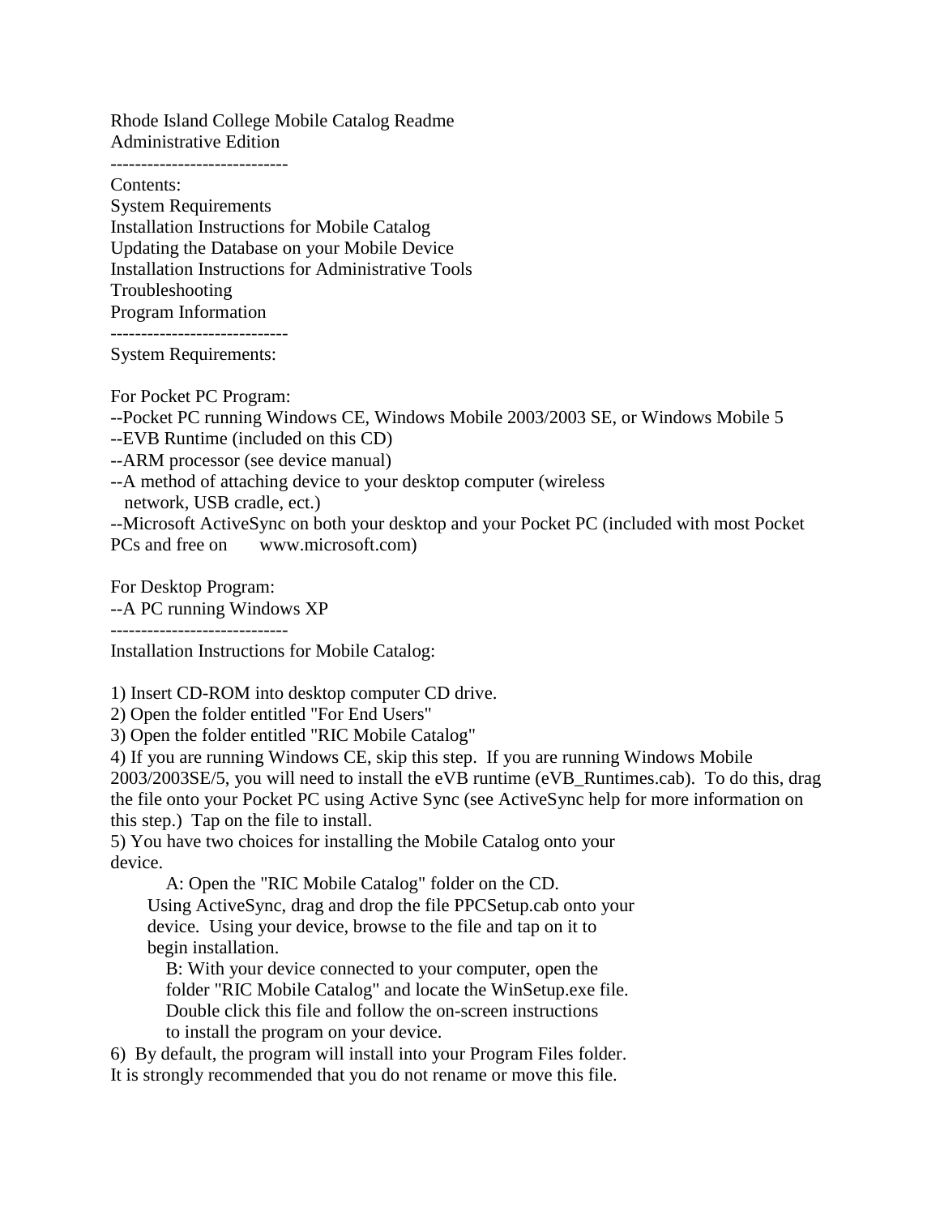Rhode Island College Mobile Catalog Readme
Administrative Edition

-----------------------------

Contents:
System Requirements
Installation Instructions for Mobile Catalog
Updating the Database on your Mobile Device
Installation Instructions for Administrative Tools
Troubleshooting
Program Information

-----------------------------

System Requirements:

For Pocket PC Program:
--Pocket PC running Windows CE, Windows Mobile 2003/2003 SE, or Windows Mobile 5
--EVB Runtime (included on this CD)
--ARM processor (see device manual)
--A method of attaching device to your desktop computer (wireless network, USB cradle, ect.)
--Microsoft ActiveSync on both your desktop and your Pocket PC (included with most Pocket PCs and free on www.microsoft.com)

For Desktop Program:
--A PC running Windows XP

-----------------------------

Installation Instructions for Mobile Catalog:

1) Insert CD-ROM into desktop computer CD drive.
2) Open the folder entitled "For End Users"
3) Open the folder entitled "RIC Mobile Catalog"
4) If you are running Windows CE, skip this step. If you are running Windows Mobile 2003/2003SE/5, you will need to install the eVB runtime (eVB_Runtimes.cab). To do this, drag the file onto your Pocket PC using Active Sync (see ActiveSync help for more information on this step.) Tap on the file to install.
5) You have two choices for installing the Mobile Catalog onto your device.
    A: Open the "RIC Mobile Catalog" folder on the CD. Using ActiveSync, drag and drop the file PPCSetup.cab onto your device. Using your device, browse to the file and tap on it to begin installation.
    B: With your device connected to your computer, open the folder "RIC Mobile Catalog" and locate the WinSetup.exe file. Double click this file and follow the on-screen instructions to install the program on your device.
6) By default, the program will install into your Program Files folder. It is strongly recommended that you do not rename or move this file.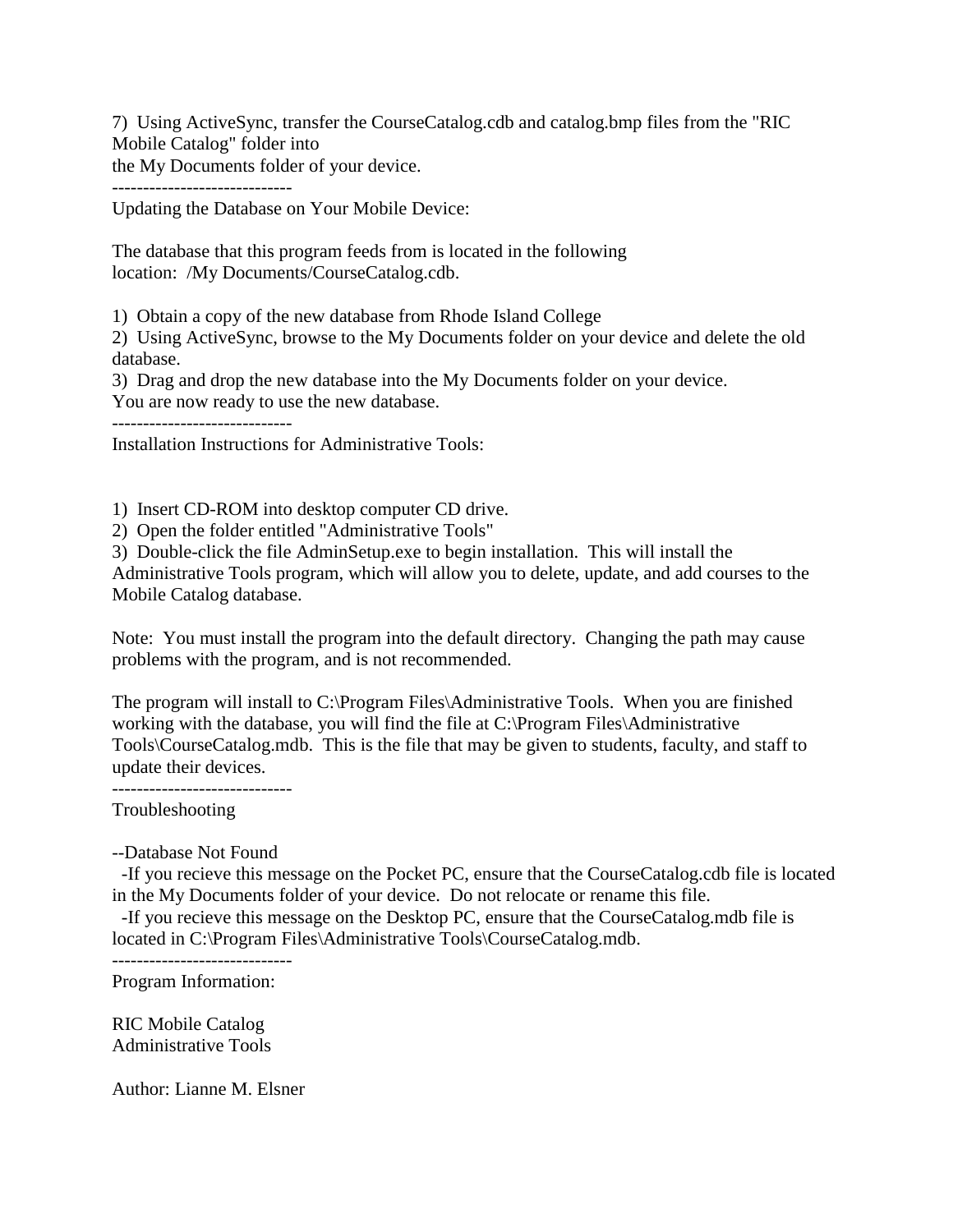7) Using ActiveSync, transfer the CourseCatalog.cdb and catalog.bmp files from the "RIC Mobile Catalog" folder into
the My Documents folder of your device.

-----------------------------

Updating the Database on Your Mobile Device:

The database that this program feeds from is located in the following location: /My Documents/CourseCatalog.cdb.

1) Obtain a copy of the new database from Rhode Island College
2) Using ActiveSync, browse to the My Documents folder on your device and delete the old database.
3) Drag and drop the new database into the My Documents folder on your device.
You are now ready to use the new database.

-----------------------------

Installation Instructions for Administrative Tools:

1) Insert CD-ROM into desktop computer CD drive.
2) Open the folder entitled "Administrative Tools"
3) Double-click the file AdminSetup.exe to begin installation. This will install the Administrative Tools program, which will allow you to delete, update, and add courses to the Mobile Catalog database.

Note: You must install the program into the default directory. Changing the path may cause problems with the program, and is not recommended.

The program will install to C:\Program Files\Administrative Tools. When you are finished working with the database, you will find the file at C:\Program Files\Administrative Tools\CourseCatalog.mdb. This is the file that may be given to students, faculty, and staff to update their devices.

-----------------------------

Troubleshooting

--Database Not Found
  -If you recieve this message on the Pocket PC, ensure that the CourseCatalog.cdb file is located in the My Documents folder of your device. Do not relocate or rename this file.
  -If you recieve this message on the Desktop PC, ensure that the CourseCatalog.mdb file is located in C:\Program Files\Administrative Tools\CourseCatalog.mdb.

-----------------------------

Program Information:

RIC Mobile Catalog
Administrative Tools

Author: Lianne M. Elsner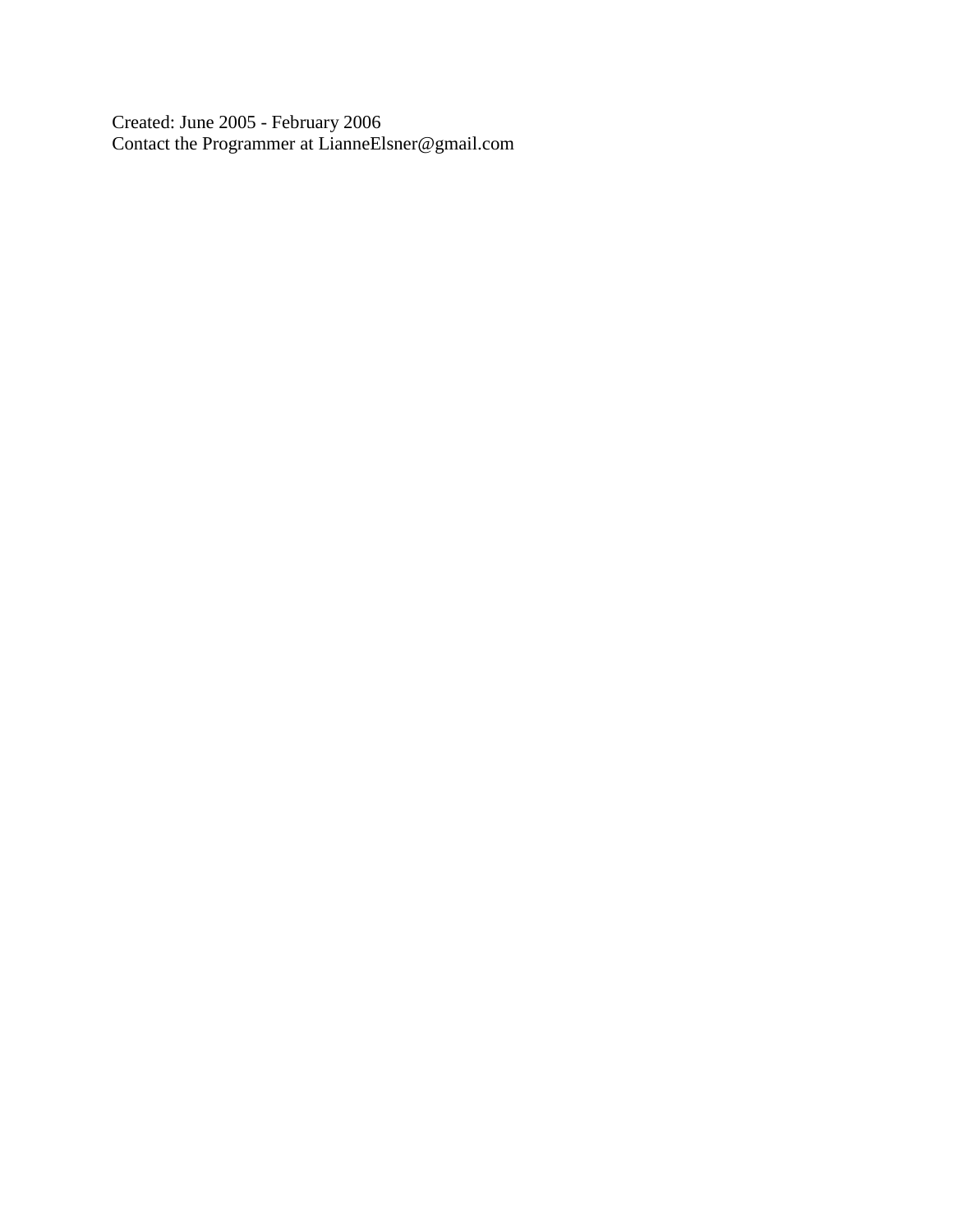Created: June 2005 - February 2006
Contact the Programmer at LianneElsner@gmail.com